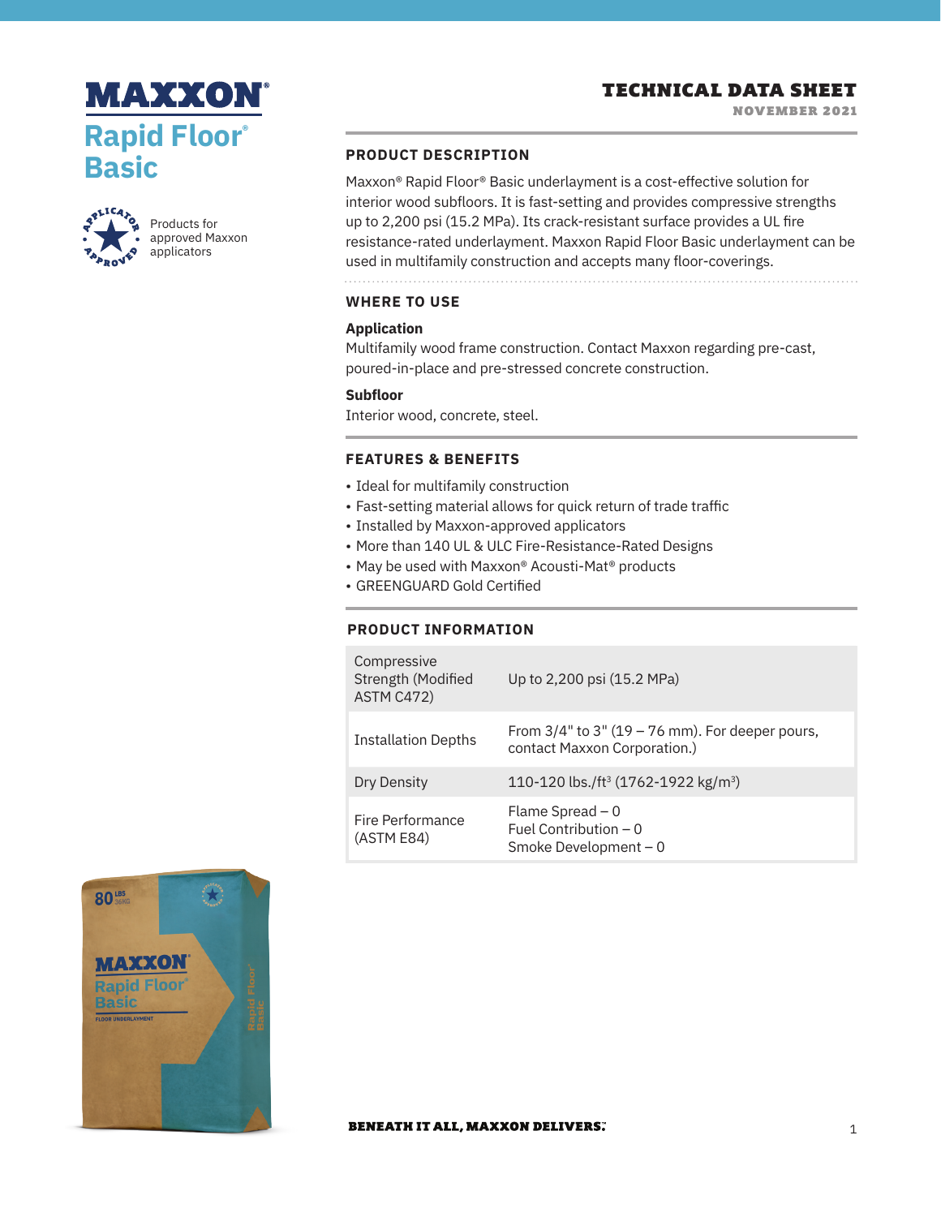# MAXXON® Rapid Floor® Basic

Products for approved Maxxon applicators

## TECHNICAL DATA SHEET

NOVEMBER 2021

### PRODUCT DESCRIPTION

Maxxon® Rapid Floor® Basic underlayment is a cost-effective solution for interior wood subfloors. It is fast-setting and provides compressive strengths up to 2,200 psi (15.2 MPa). Its crack-resistant surface provides a UL fire resistance-rated underlayment. Maxxon Rapid Floor Basic underlayment can be used in multifamily construction and accepts many floor-coverings.

### WHERE TO USE

**Application**

Multifamily wood frame construction. Contact Maxxon regarding pre-cast, poured-in-place and pre-stressed concrete construction.

**Subfloor**

Interior wood, concrete, steel.

### FEATURES & BENEFITS

- Ideal for multifamily construction
- Fast-setting material allows for quick return of trade traffic
- Installed by Maxxon-approved applicators
- More than 140 UL & ULC Fire-Resistance-Rated Designs
- May be used with Maxxon® Acousti-Mat® products
- GREENGUARD Gold Certified

### PRODUCT INFORMATION

| | |
|---|---|
| Compressive Strength (Modified ASTM C472) | Up to 2,200 psi (15.2 MPa) |
| Installation Depths | From 3/4" to 3" (19 – 76 mm). For deeper pours, contact Maxxon Corporation.) |
| Dry Density | 110-120 lbs./ft$^3$ (1762-1922 kg/m$^3$) |
| Fire Performance (ASTM E84) | Flame Spread – 0<br>Fuel Contribution – 0<br>Smoke Development – 0 |

BENEATH IT ALL, MAXXON DELIVERS.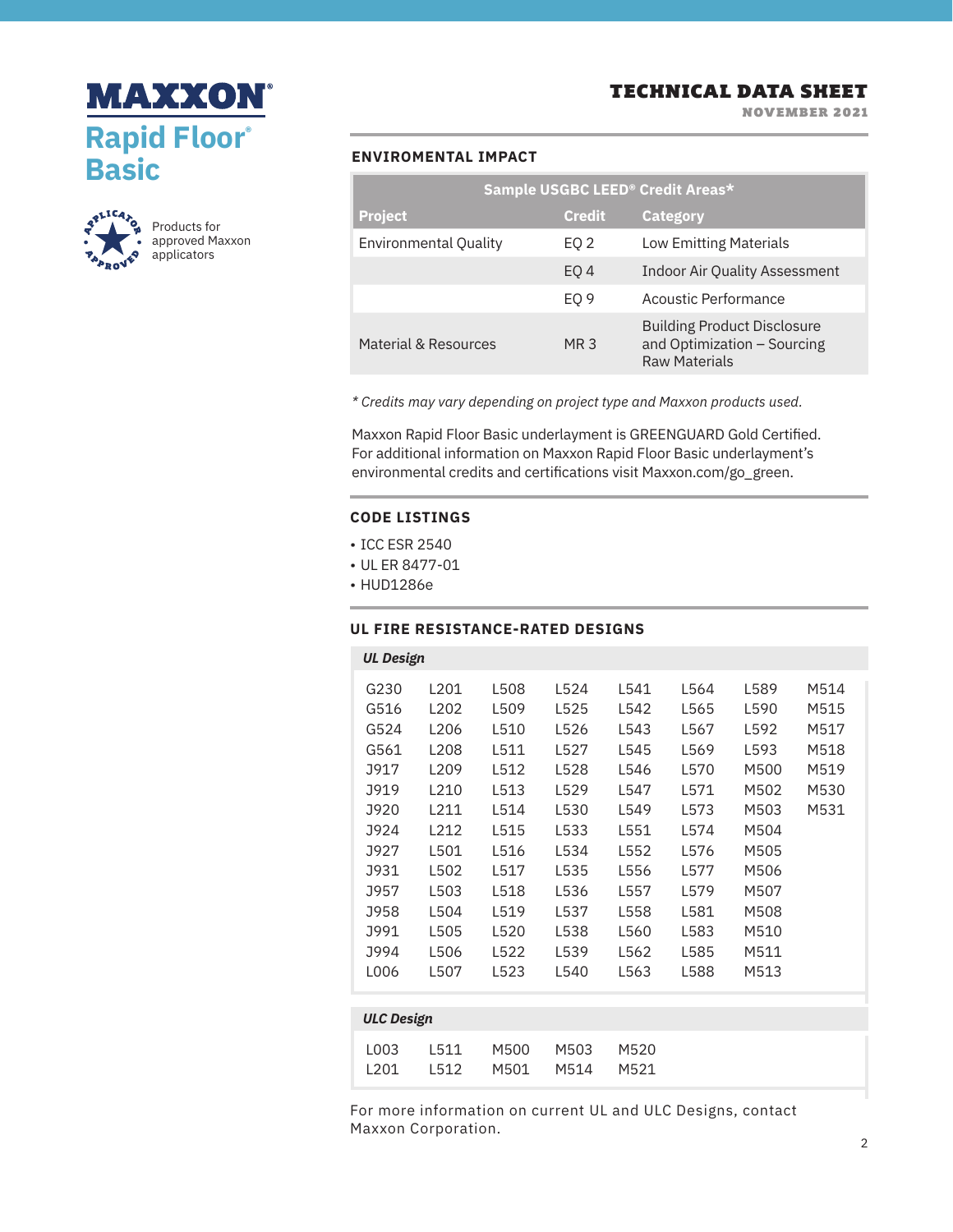# MAXXON®
## Rapid Floor® Basic

Products for approved Maxxon applicators

**TECHNICAL DATA SHEET**
**NOVEMBER 2021**

### ENVIROMENTAL IMPACT

| Sample USGBC LEED® Credit Areas* | | |
|---|---|---|
| **Project** | **Credit** | **Category** |
| Environmental Quality | EQ 2 | Low Emitting Materials |
| | EQ 4 | Indoor Air Quality Assessment |
| | EQ 9 | Acoustic Performance |
| Material & Resources | MR 3 | Building Product Disclosure and Optimization – Sourcing Raw Materials |

*\* Credits may vary depending on project type and Maxxon products used.*

Maxxon Rapid Floor Basic underlayment is GREENGUARD Gold Certified. For additional information on Maxxon Rapid Floor Basic underlayment's environmental credits and certifications visit Maxxon.com/go_green.

### CODE LISTINGS

- ICC ESR 2540
- UL ER 8477-01
- HUD1286e

### UL FIRE RESISTANCE-RATED DESIGNS

***UL Design***

| | | | | | | | |
|---|---|---|---|---|---|---|---|
| G230 | L201 | L508 | L524 | L541 | L564 | L589 | M514 |
| G516 | L202 | L509 | L525 | L542 | L565 | L590 | M515 |
| G524 | L206 | L510 | L526 | L543 | L567 | L592 | M517 |
| G561 | L208 | L511 | L527 | L545 | L569 | L593 | M518 |
| J917 | L209 | L512 | L528 | L546 | L570 | M500 | M519 |
| J919 | L210 | L513 | L529 | L547 | L571 | M502 | M530 |
| J920 | L211 | L514 | L530 | L549 | L573 | M503 | M531 |
| J924 | L212 | L515 | L533 | L551 | L574 | M504 | |
| J927 | L501 | L516 | L534 | L552 | L576 | M505 | |
| J931 | L502 | L517 | L535 | L556 | L577 | M506 | |
| J957 | L503 | L518 | L536 | L557 | L579 | M507 | |
| J958 | L504 | L519 | L537 | L558 | L581 | M508 | |
| J991 | L505 | L520 | L538 | L560 | L583 | M510 | |
| J994 | L506 | L522 | L539 | L562 | L585 | M511 | |
| L006 | L507 | L523 | L540 | L563 | L588 | M513 | |

***ULC Design***

| | | | | |
|---|---|---|---|---|
| L003 | L511 | M500 | M503 | M520 |
| L201 | L512 | M501 | M514 | M521 |

For more information on current UL and ULC Designs, contact Maxxon Corporation.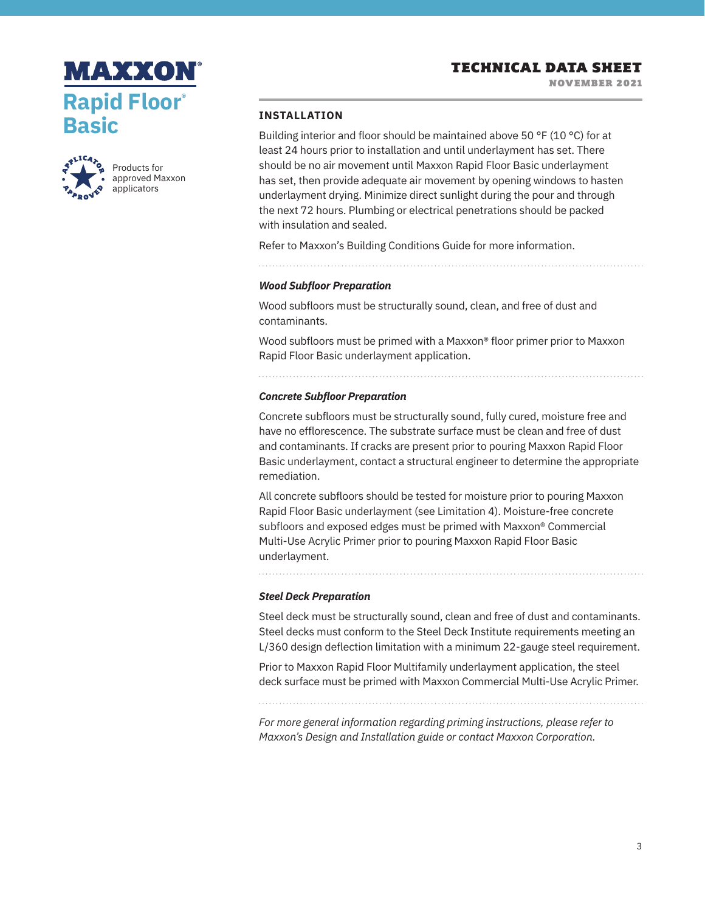# MAXXON®

## Rapid Floor® Basic

Products for approved Maxxon applicators

## TECHNICAL DATA SHEET

NOVEMBER 2021

### INSTALLATION

Building interior and floor should be maintained above 50 °F (10 °C) for at least 24 hours prior to installation and until underlayment has set. There should be no air movement until Maxxon Rapid Floor Basic underlayment has set, then provide adequate air movement by opening windows to hasten underlayment drying. Minimize direct sunlight during the pour and through the next 72 hours. Plumbing or electrical penetrations should be packed with insulation and sealed.

Refer to Maxxon's Building Conditions Guide for more information.

#### *Wood Subfloor Preparation*

Wood subfloors must be structurally sound, clean, and free of dust and contaminants.

Wood subfloors must be primed with a Maxxon® floor primer prior to Maxxon Rapid Floor Basic underlayment application.

#### *Concrete Subfloor Preparation*

Concrete subfloors must be structurally sound, fully cured, moisture free and have no efflorescence. The substrate surface must be clean and free of dust and contaminants. If cracks are present prior to pouring Maxxon Rapid Floor Basic underlayment, contact a structural engineer to determine the appropriate remediation.

All concrete subfloors should be tested for moisture prior to pouring Maxxon Rapid Floor Basic underlayment (see Limitation 4). Moisture-free concrete subfloors and exposed edges must be primed with Maxxon® Commercial Multi-Use Acrylic Primer prior to pouring Maxxon Rapid Floor Basic underlayment.

#### *Steel Deck Preparation*

Steel deck must be structurally sound, clean and free of dust and contaminants. Steel decks must conform to the Steel Deck Institute requirements meeting an L/360 design deflection limitation with a minimum 22-gauge steel requirement.

Prior to Maxxon Rapid Floor Multifamily underlayment application, the steel deck surface must be primed with Maxxon Commercial Multi-Use Acrylic Primer.

*For more general information regarding priming instructions, please refer to Maxxon's Design and Installation guide or contact Maxxon Corporation.*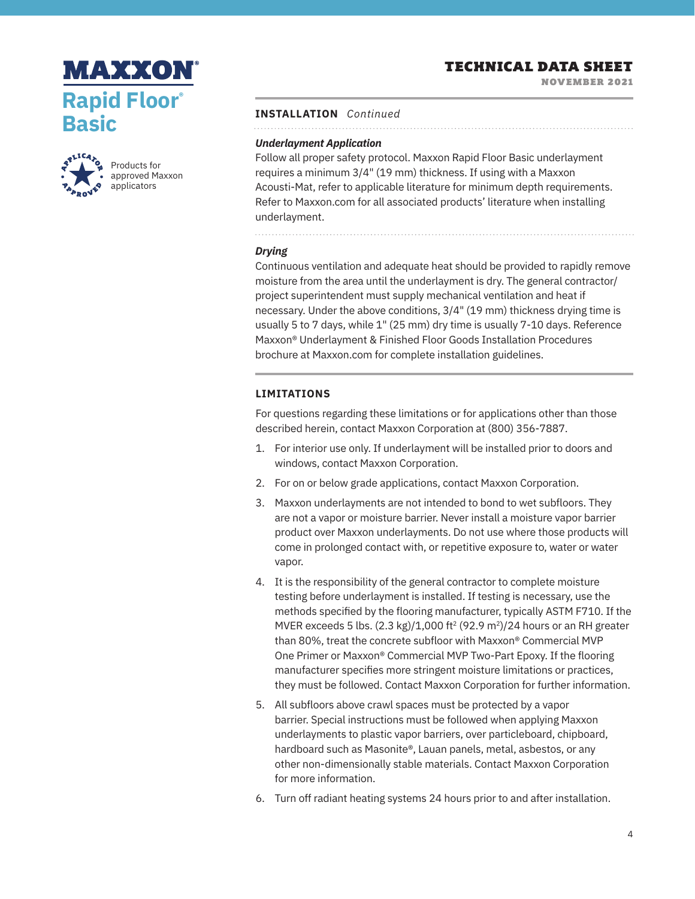MAXXON® Rapid Floor® Basic

Products for approved Maxxon applicators

## TECHNICAL DATA SHEET

NOVEMBER 2021

### INSTALLATION *Continued*

***Underlayment Application***

Follow all proper safety protocol. Maxxon Rapid Floor Basic underlayment requires a minimum 3/4" (19 mm) thickness. If using with a Maxxon Acousti-Mat, refer to applicable literature for minimum depth requirements. Refer to Maxxon.com for all associated products' literature when installing underlayment.

***Drying***

Continuous ventilation and adequate heat should be provided to rapidly remove moisture from the area until the underlayment is dry. The general contractor/project superintendent must supply mechanical ventilation and heat if necessary. Under the above conditions, 3/4" (19 mm) thickness drying time is usually 5 to 7 days, while 1" (25 mm) dry time is usually 7-10 days. Reference Maxxon® Underlayment & Finished Floor Goods Installation Procedures brochure at Maxxon.com for complete installation guidelines.

### LIMITATIONS

For questions regarding these limitations or for applications other than those described herein, contact Maxxon Corporation at (800) 356-7887.

1. For interior use only. If underlayment will be installed prior to doors and windows, contact Maxxon Corporation.
2. For on or below grade applications, contact Maxxon Corporation.
3. Maxxon underlayments are not intended to bond to wet subfloors. They are not a vapor or moisture barrier. Never install a moisture vapor barrier product over Maxxon underlayments. Do not use where those products will come in prolonged contact with, or repetitive exposure to, water or water vapor.
4. It is the responsibility of the general contractor to complete moisture testing before underlayment is installed. If testing is necessary, use the methods specified by the flooring manufacturer, typically ASTM F710. If the MVER exceeds 5 lbs. (2.3 kg)/1,000 $ft^2$ (92.9 $m^2$)/24 hours or an RH greater than 80%, treat the concrete subfloor with Maxxon® Commercial MVP One Primer or Maxxon® Commercial MVP Two-Part Epoxy. If the flooring manufacturer specifies more stringent moisture limitations or practices, they must be followed. Contact Maxxon Corporation for further information.
5. All subfloors above crawl spaces must be protected by a vapor barrier. Special instructions must be followed when applying Maxxon underlayments to plastic vapor barriers, over particleboard, chipboard, hardboard such as Masonite®, Lauan panels, metal, asbestos, or any other non-dimensionally stable materials. Contact Maxxon Corporation for more information.
6. Turn off radiant heating systems 24 hours prior to and after installation.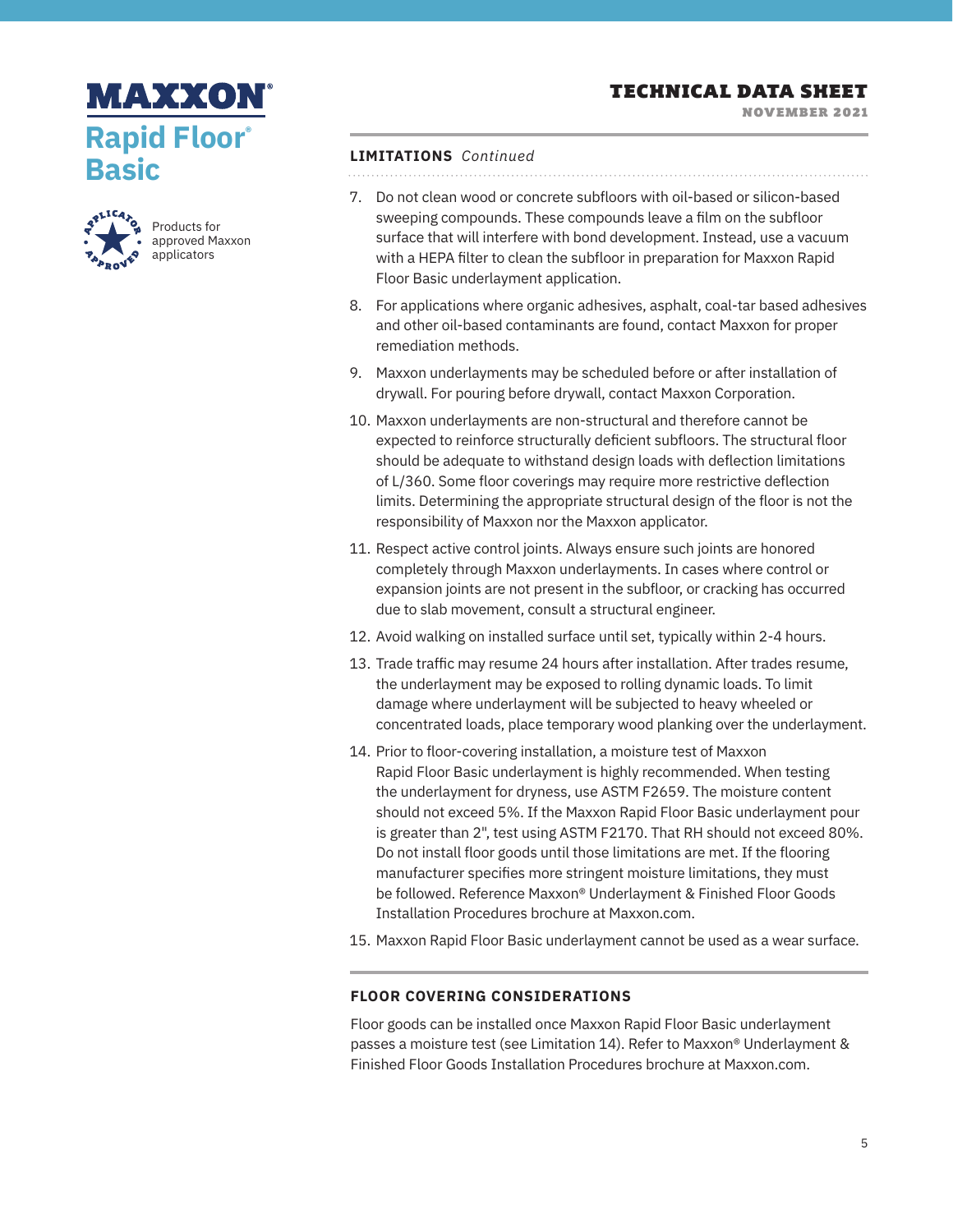## LIMITATIONS *Continued*

7. Do not clean wood or concrete subfloors with oil-based or silicon-based sweeping compounds. These compounds leave a film on the subfloor surface that will interfere with bond development. Instead, use a vacuum with a HEPA filter to clean the subfloor in preparation for Maxxon Rapid Floor Basic underlayment application.
8. For applications where organic adhesives, asphalt, coal-tar based adhesives and other oil-based contaminants are found, contact Maxxon for proper remediation methods.
9. Maxxon underlayments may be scheduled before or after installation of drywall. For pouring before drywall, contact Maxxon Corporation.
10. Maxxon underlayments are non-structural and therefore cannot be expected to reinforce structurally deficient subfloors. The structural floor should be adequate to withstand design loads with deflection limitations of L/360. Some floor coverings may require more restrictive deflection limits. Determining the appropriate structural design of the floor is not the responsibility of Maxxon nor the Maxxon applicator.
11. Respect active control joints. Always ensure such joints are honored completely through Maxxon underlayments. In cases where control or expansion joints are not present in the subfloor, or cracking has occurred due to slab movement, consult a structural engineer.
12. Avoid walking on installed surface until set, typically within 2-4 hours.
13. Trade traffic may resume 24 hours after installation. After trades resume, the underlayment may be exposed to rolling dynamic loads. To limit damage where underlayment will be subjected to heavy wheeled or concentrated loads, place temporary wood planking over the underlayment.
14. Prior to floor-covering installation, a moisture test of Maxxon Rapid Floor Basic underlayment is highly recommended. When testing the underlayment for dryness, use ASTM F2659. The moisture content should not exceed 5%. If the Maxxon Rapid Floor Basic underlayment pour is greater than 2", test using ASTM F2170. That RH should not exceed 80%. Do not install floor goods until those limitations are met. If the flooring manufacturer specifies more stringent moisture limitations, they must be followed. Reference Maxxon® Underlayment & Finished Floor Goods Installation Procedures brochure at Maxxon.com.
15. Maxxon Rapid Floor Basic underlayment cannot be used as a wear surface.

## FLOOR COVERING CONSIDERATIONS

Floor goods can be installed once Maxxon Rapid Floor Basic underlayment passes a moisture test (see Limitation 14). Refer to Maxxon® Underlayment & Finished Floor Goods Installation Procedures brochure at Maxxon.com.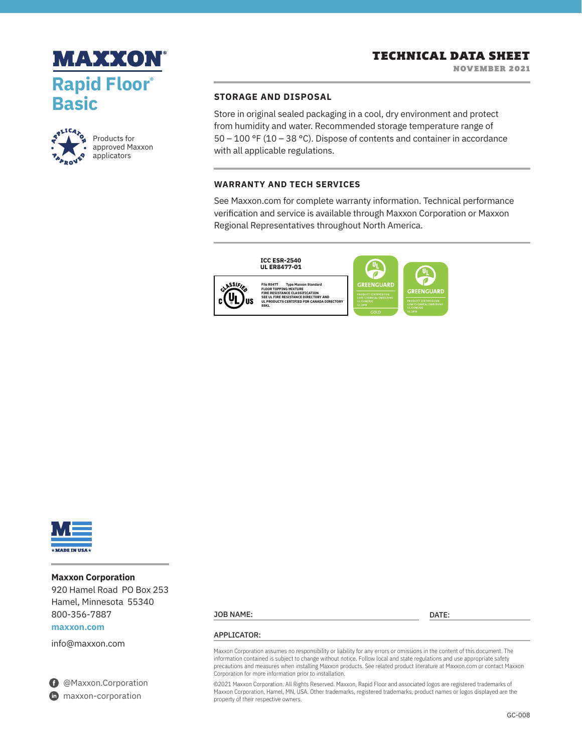# MAXXON®

## Rapid Floor® Basic

Products for approved Maxxon applicators

**TECHNICAL DATA SHEET**
**NOVEMBER 2021**

### STORAGE AND DISPOSAL

Store in original sealed packaging in a cool, dry environment and protect from humidity and water. Recommended storage temperature range of 50 – 100 °F (10 – 38 °C). Dispose of contents and container in accordance with all applicable regulations.

### WARRANTY AND TECH SERVICES

See Maxxon.com for complete warranty information. Technical performance verification and service is available through Maxxon Corporation or Maxxon Regional Representatives throughout North America.

**ICC ESR-2540**
**UL ER8477-01**

File R8477 Type Maxxon Standard
FLOOR TOPPING MIXTURE
FIRE RESISTANCE CLASSIFICATION
SEE UL FIRE RESISTANCE DIRECTORY AND
UL PRODUCTS CERTIFIED FOR CANADA DIRECTORY
88KL

GREENGUARD GOLD

GREENGUARD

★MADE IN USA★

**Maxxon Corporation**
920 Hamel Road PO Box 253
Hamel, Minnesota 55340
800-356-7887
**maxxon.com**
info@maxxon.com

@Maxxon.Corporation
maxxon-corporation

JOB NAME: DATE:

APPLICATOR:

Maxxon Corporation assumes no responsibility or liability for any errors or omissions in the content of this document. The information contained is subject to change without notice. Follow local and state regulations and use appropriate safety precautions and measures when installing Maxxon products. See related product literature at Maxxon.com or contact Maxxon Corporation for more information prior to installation.

©2021 Maxxon Corporation. All Rights Reserved. Maxxon, Rapid Floor and associated logos are registered trademarks of Maxxon Corporation, Hamel, MN, USA. Other trademarks, registered trademarks, product names or logos displayed are the property of their respective owners.

GC-008